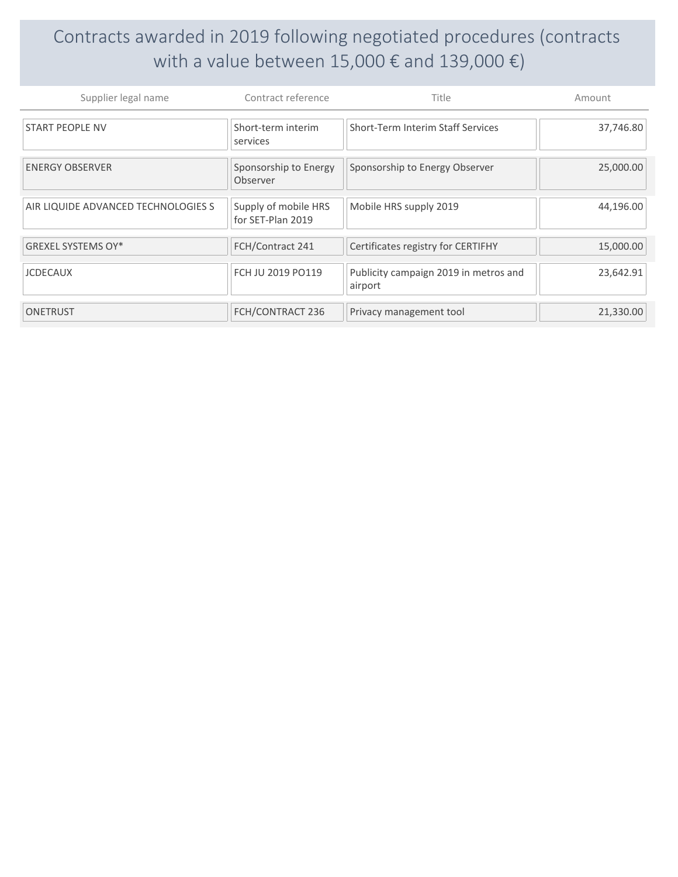# Contracts awarded in 2019 following negotiated procedures (contracts with a value between 15,000 € and 139,000 €)

| Supplier legal name | Contract reference | Title | Amount |
|---|---|---|---|
| START PEOPLE NV | Short-term interim services | Short-Term Interim Staff Services | 37,746.80 |
| ENERGY OBSERVER | Sponsorship to Energy Observer | Sponsorship to Energy Observer | 25,000.00 |
| AIR LIQUIDE ADVANCED TECHNOLOGIES S | Supply of mobile HRS for SET-Plan 2019 | Mobile HRS supply 2019 | 44,196.00 |
| GREXEL SYSTEMS OY* | FCH/Contract 241 | Certificates registry for CERTIFHY | 15,000.00 |
| JCDECAUX | FCH JU 2019 PO119 | Publicity campaign 2019 in metros and airport | 23,642.91 |
| ONETRUST | FCH/CONTRACT 236 | Privacy management tool | 21,330.00 |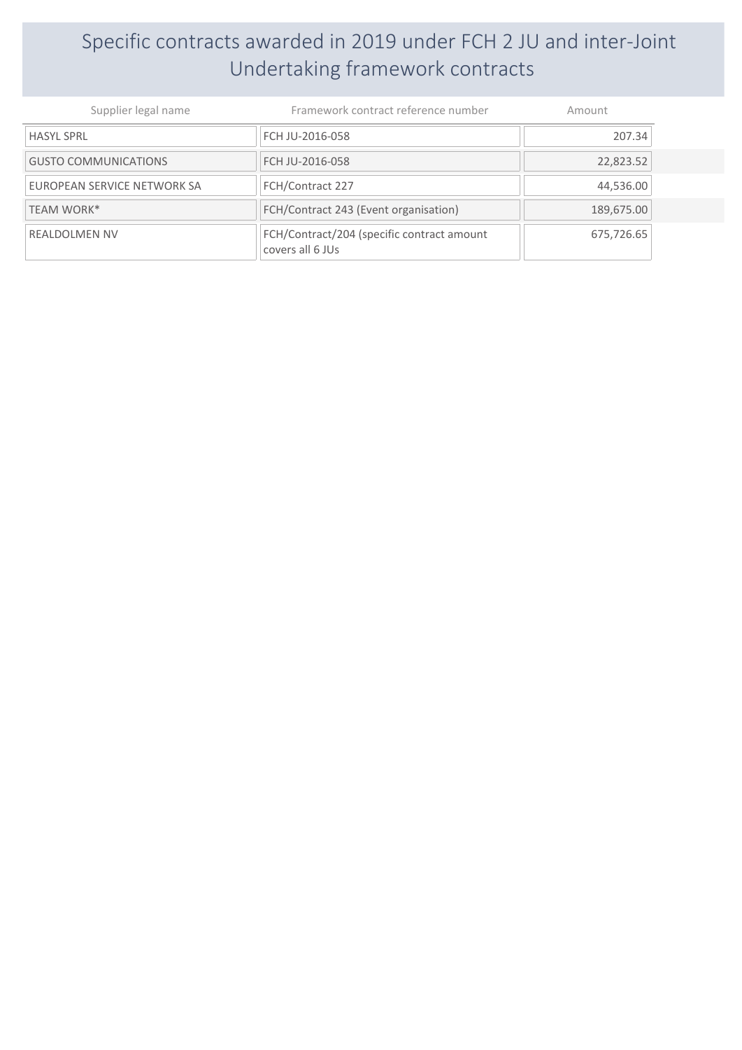# Specific contracts awarded in 2019 under FCH 2 JU and inter-Joint Undertaking framework contracts

| Supplier legal name | Framework contract reference number | Amount |
|---|---|---|
| HASYL SPRL | FCH JU-2016-058 | 207.34 |
| GUSTO COMMUNICATIONS | FCH JU-2016-058 | 22,823.52 |
| EUROPEAN SERVICE NETWORK SA | FCH/Contract 227 | 44,536.00 |
| TEAM WORK* | FCH/Contract 243 (Event organisation) | 189,675.00 |
| REALDOLMEN NV | FCH/Contract/204 (specific contract amount covers all 6 JUs | 675,726.65 |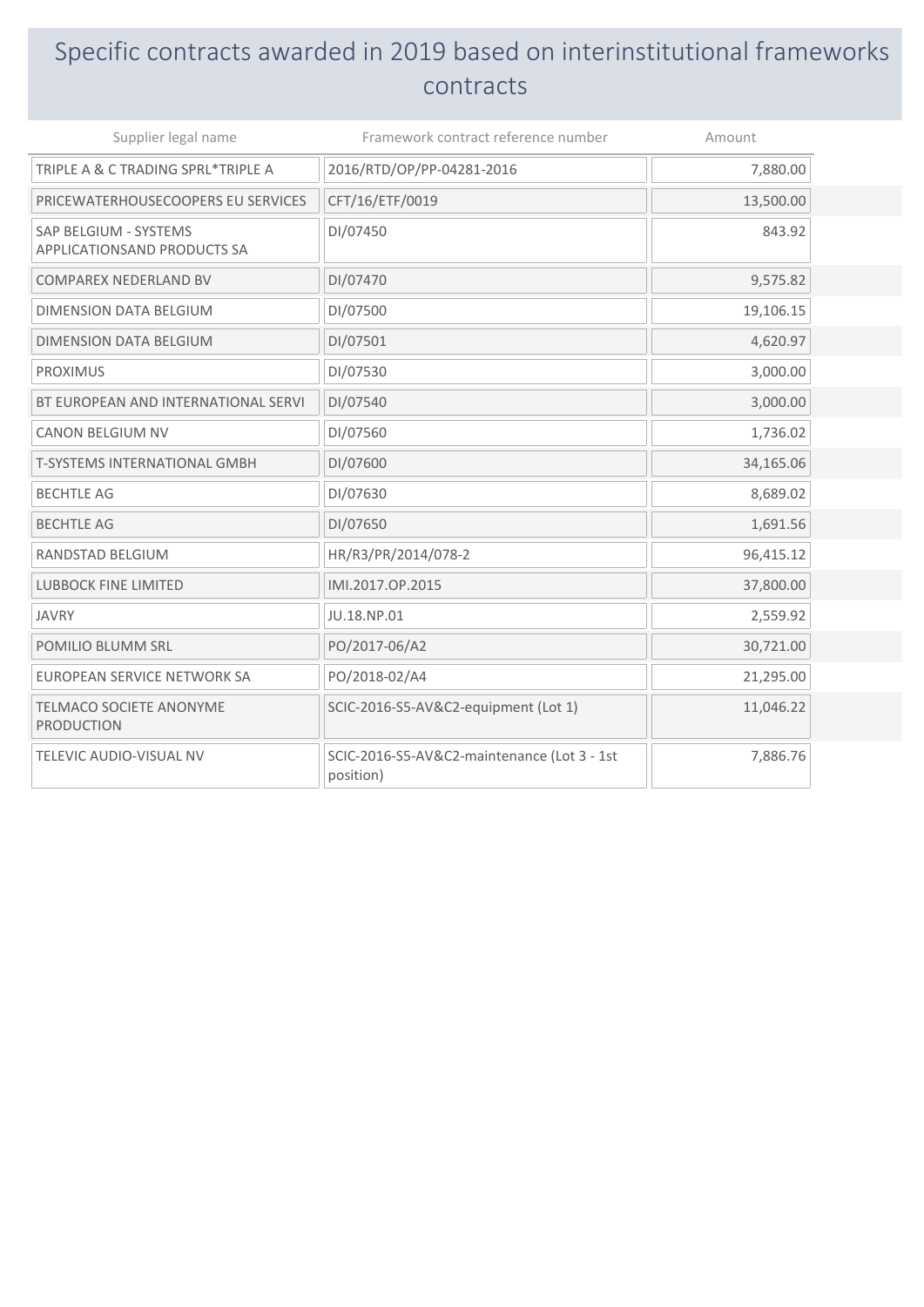# Specific contracts awarded in 2019 based on interinstitutional frameworks contracts

| Supplier legal name | Framework contract reference number | Amount |
|---|---|---|
| TRIPLE A & C TRADING SPRL*TRIPLE A | 2016/RTD/OP/PP-04281-2016 | 7,880.00 |
| PRICEWATERHOUSECOOPERS EU SERVICES | CFT/16/ETF/0019 | 13,500.00 |
| SAP BELGIUM - SYSTEMS APPLICATIONSAND PRODUCTS SA | DI/07450 | 843.92 |
| COMPAREX NEDERLAND BV | DI/07470 | 9,575.82 |
| DIMENSION DATA BELGIUM | DI/07500 | 19,106.15 |
| DIMENSION DATA BELGIUM | DI/07501 | 4,620.97 |
| PROXIMUS | DI/07530 | 3,000.00 |
| BT EUROPEAN AND INTERNATIONAL SERVI | DI/07540 | 3,000.00 |
| CANON BELGIUM NV | DI/07560 | 1,736.02 |
| T-SYSTEMS INTERNATIONAL GMBH | DI/07600 | 34,165.06 |
| BECHTLE AG | DI/07630 | 8,689.02 |
| BECHTLE AG | DI/07650 | 1,691.56 |
| RANDSTAD BELGIUM | HR/R3/PR/2014/078-2 | 96,415.12 |
| LUBBOCK FINE LIMITED | IMI.2017.OP.2015 | 37,800.00 |
| JAVRY | JU.18.NP.01 | 2,559.92 |
| POMILIO BLUMM SRL | PO/2017-06/A2 | 30,721.00 |
| EUROPEAN SERVICE NETWORK SA | PO/2018-02/A4 | 21,295.00 |
| TELMACO SOCIETE ANONYME PRODUCTION | SCIC-2016-S5-AV&C2-equipment (Lot 1) | 11,046.22 |
| TELEVIC AUDIO-VISUAL NV | SCIC-2016-S5-AV&C2-maintenance (Lot 3 - 1st position) | 7,886.76 |